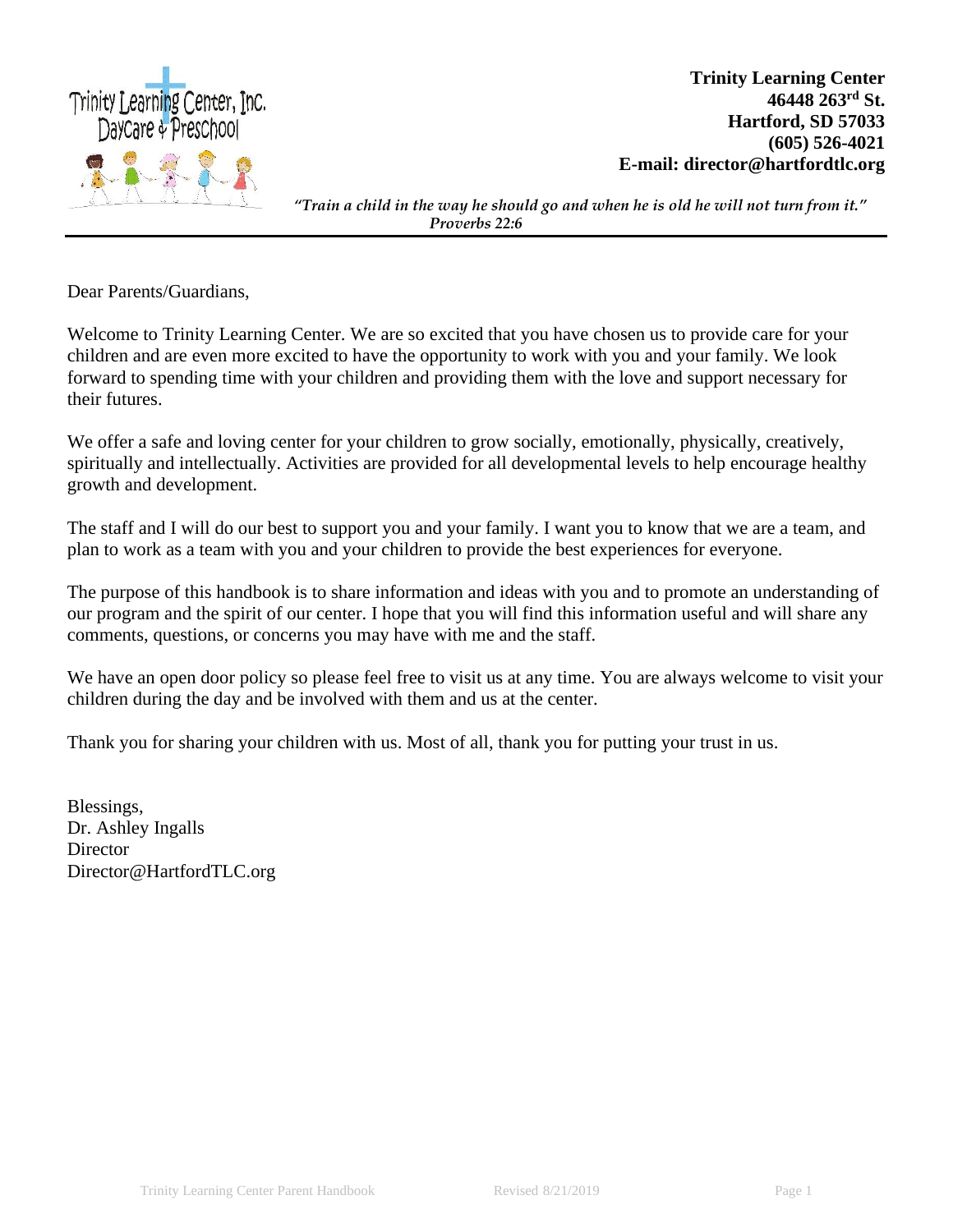**Trinity Learning Center**
**46448 263rd St.**
**Hartford, SD 57033**
**(605) 526-4021**
**E-mail: director@hartfordtlc.org**

*"Train a child in the way he should go and when he is old he will not turn from it."*
*Proverbs 22:6*

---

Dear Parents/Guardians,

Welcome to Trinity Learning Center. We are so excited that you have chosen us to provide care for your children and are even more excited to have the opportunity to work with you and your family. We look forward to spending time with your children and providing them with the love and support necessary for their futures.

We offer a safe and loving center for your children to grow socially, emotionally, physically, creatively, spiritually and intellectually. Activities are provided for all developmental levels to help encourage healthy growth and development.

The staff and I will do our best to support you and your family. I want you to know that we are a team, and plan to work as a team with you and your children to provide the best experiences for everyone.

The purpose of this handbook is to share information and ideas with you and to promote an understanding of our program and the spirit of our center. I hope that you will find this information useful and will share any comments, questions, or concerns you may have with me and the staff.

We have an open door policy so please feel free to visit us at any time. You are always welcome to visit your children during the day and be involved with them and us at the center.

Thank you for sharing your children with us. Most of all, thank you for putting your trust in us.

Blessings,
Dr. Ashley Ingalls
Director
Director@HartfordTLC.org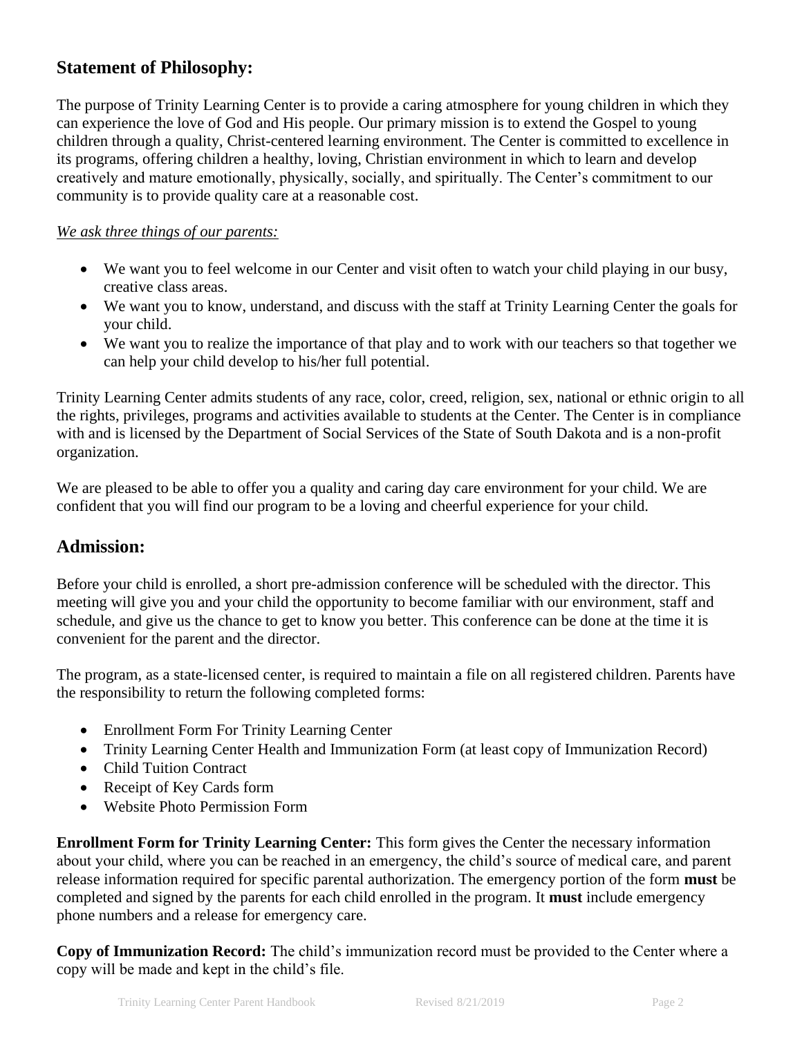## Statement of Philosophy:

The purpose of Trinity Learning Center is to provide a caring atmosphere for young children in which they can experience the love of God and His people. Our primary mission is to extend the Gospel to young children through a quality, Christ-centered learning environment. The Center is committed to excellence in its programs, offering children a healthy, loving, Christian environment in which to learn and develop creatively and mature emotionally, physically, socially, and spiritually. The Center's commitment to our community is to provide quality care at a reasonable cost.

*We ask three things of our parents:*

- We want you to feel welcome in our Center and visit often to watch your child playing in our busy, creative class areas.
- We want you to know, understand, and discuss with the staff at Trinity Learning Center the goals for your child.
- We want you to realize the importance of that play and to work with our teachers so that together we can help your child develop to his/her full potential.

Trinity Learning Center admits students of any race, color, creed, religion, sex, national or ethnic origin to all the rights, privileges, programs and activities available to students at the Center. The Center is in compliance with and is licensed by the Department of Social Services of the State of South Dakota and is a non-profit organization.

We are pleased to be able to offer you a quality and caring day care environment for your child. We are confident that you will find our program to be a loving and cheerful experience for your child.

## Admission:

Before your child is enrolled, a short pre-admission conference will be scheduled with the director. This meeting will give you and your child the opportunity to become familiar with our environment, staff and schedule, and give us the chance to get to know you better. This conference can be done at the time it is convenient for the parent and the director.

The program, as a state-licensed center, is required to maintain a file on all registered children. Parents have the responsibility to return the following completed forms:

- Enrollment Form For Trinity Learning Center
- Trinity Learning Center Health and Immunization Form (at least copy of Immunization Record)
- Child Tuition Contract
- Receipt of Key Cards form
- Website Photo Permission Form

**Enrollment Form for Trinity Learning Center:** This form gives the Center the necessary information about your child, where you can be reached in an emergency, the child's source of medical care, and parent release information required for specific parental authorization. The emergency portion of the form **must** be completed and signed by the parents for each child enrolled in the program. It **must** include emergency phone numbers and a release for emergency care.

**Copy of Immunization Record:** The child's immunization record must be provided to the Center where a copy will be made and kept in the child's file.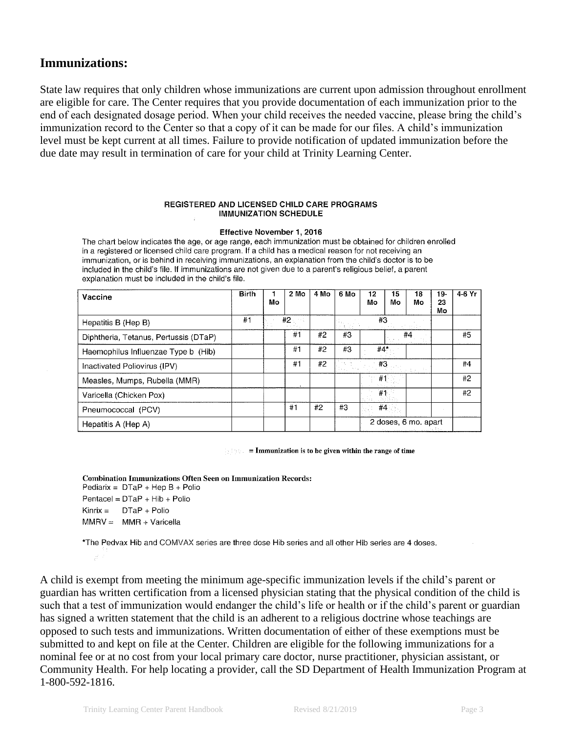## Immunizations:

State law requires that only children whose immunizations are current upon admission throughout enrollment are eligible for care. The Center requires that you provide documentation of each immunization prior to the end of each designated dosage period. When your child receives the needed vaccine, please bring the child's immunization record to the Center so that a copy of it can be made for our files. A child's immunization level must be kept current at all times. Failure to provide notification of updated immunization before the due date may result in termination of care for your child at Trinity Learning Center.

**REGISTERED AND LICENSED CHILD CARE PROGRAMS**
**IMMUNIZATION SCHEDULE**

**Effective November 1, 2016**

The chart below indicates the age, or age range, each immunization must be obtained for children enrolled in a registered or licensed child care program. If a child has a medical reason for not receiving an immunization, or is behind in receiving immunizations, an explanation from the child's doctor is to be included in the child's file. If immunizations are not given due to a parent's religious belief, a parent explanation must be included in the child's file.

| Vaccine | Birth | 1 Mo | 2 Mo | 4 Mo | 6 Mo | 12 Mo | 15 Mo | 18 Mo | 19-23 Mo | 4-6 Yr |
|---|---|---|---|---|---|---|---|---|---|---|
| Hepatitis B (Hep B) | #1 | #2 | | | #3 | | | | | |
| Diphtheria, Tetanus, Pertussis (DTaP) | | | #1 | #2 | #3 | | #4 | | | #5 |
| Haemophilus Influenzae Type b (Hib) | | | #1 | #2 | #3 | #4* | | | | |
| Inactivated Poliovirus (IPV) | | | #1 | #2 | #3 | | | | | #4 |
| Measles, Mumps, Rubella (MMR) | | | | | | #1 | | | | #2 |
| Varicella (Chicken Pox) | | | | | | #1 | | | | #2 |
| Pneumococcal (PCV) | | | #1 | #2 | #3 | #4 | | | | |
| Hepatitis A (Hep A) | | | | | | 2 doses, 6 mo. apart | | | | |

= **Immunization is to be given within the range of time**

**Combination Immunizations Often Seen on Immunization Records:**

Pediarix = DTaP + Hep B + Polio
Pentacel = DTaP + Hib + Polio
Kinrix = DTaP + Polio
MMRV = MMR + Varicella

*The Pedvax Hib and COMVAX series are three dose Hib series and all other Hib series are 4 doses.

A child is exempt from meeting the minimum age-specific immunization levels if the child's parent or guardian has written certification from a licensed physician stating that the physical condition of the child is such that a test of immunization would endanger the child's life or health or if the child's parent or guardian has signed a written statement that the child is an adherent to a religious doctrine whose teachings are opposed to such tests and immunizations. Written documentation of either of these exemptions must be submitted to and kept on file at the Center. Children are eligible for the following immunizations for a nominal fee or at no cost from your local primary care doctor, nurse practitioner, physician assistant, or Community Health. For help locating a provider, call the SD Department of Health Immunization Program at 1-800-592-1816.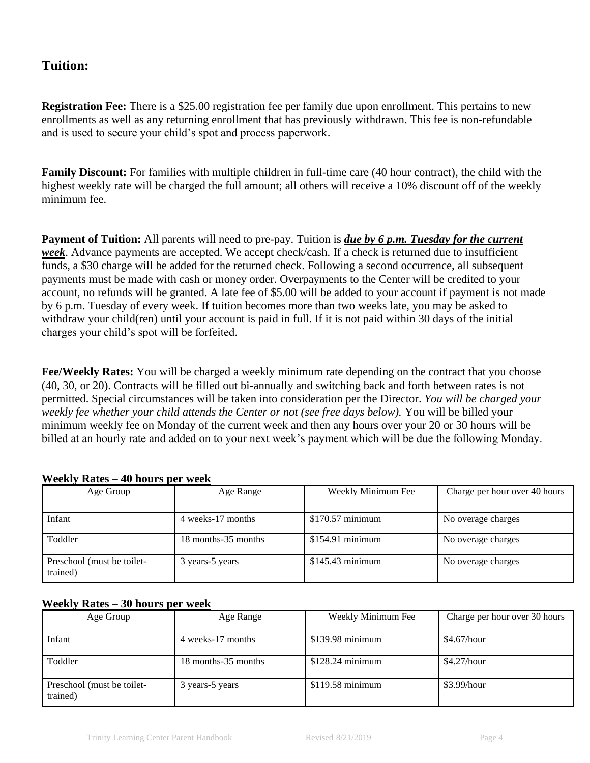## Tuition:

**Registration Fee:** There is a $25.00 registration fee per family due upon enrollment. This pertains to new enrollments as well as any returning enrollment that has previously withdrawn. This fee is non-refundable and is used to secure your child's spot and process paperwork.

**Family Discount:** For families with multiple children in full-time care (40 hour contract), the child with the highest weekly rate will be charged the full amount; all others will receive a 10% discount off of the weekly minimum fee.

**Payment of Tuition:** All parents will need to pre-pay. Tuition is ***due by 6 p.m. Tuesday for the current week***. Advance payments are accepted. We accept check/cash. If a check is returned due to insufficient funds, a $30 charge will be added for the returned check. Following a second occurrence, all subsequent payments must be made with cash or money order. Overpayments to the Center will be credited to your account, no refunds will be granted. A late fee of $5.00 will be added to your account if payment is not made by 6 p.m. Tuesday of every week. If tuition becomes more than two weeks late, you may be asked to withdraw your child(ren) until your account is paid in full. If it is not paid within 30 days of the initial charges your child's spot will be forfeited.

**Fee/Weekly Rates:** You will be charged a weekly minimum rate depending on the contract that you choose (40, 30, or 20). Contracts will be filled out bi-annually and switching back and forth between rates is not permitted. Special circumstances will be taken into consideration per the Director. *You will be charged your weekly fee whether your child attends the Center or not (see free days below).* You will be billed your minimum weekly fee on Monday of the current week and then any hours over your 20 or 30 hours will be billed at an hourly rate and added on to your next week's payment which will be due the following Monday.

**Weekly Rates – 40 hours per week**

| Age Group | Age Range | Weekly Minimum Fee | Charge per hour over 40 hours |
|---|---|---|---|
| Infant | 4 weeks-17 months | $170.57 minimum | No overage charges |
| Toddler | 18 months-35 months | $154.91 minimum | No overage charges |
| Preschool (must be toilet-trained) | 3 years-5 years | $145.43 minimum | No overage charges |

**Weekly Rates – 30 hours per week**

| Age Group | Age Range | Weekly Minimum Fee | Charge per hour over 30 hours |
|---|---|---|---|
| Infant | 4 weeks-17 months | $139.98 minimum | $4.67/hour |
| Toddler | 18 months-35 months | $128.24 minimum | $4.27/hour |
| Preschool (must be toilet-trained) | 3 years-5 years | $119.58 minimum | $3.99/hour |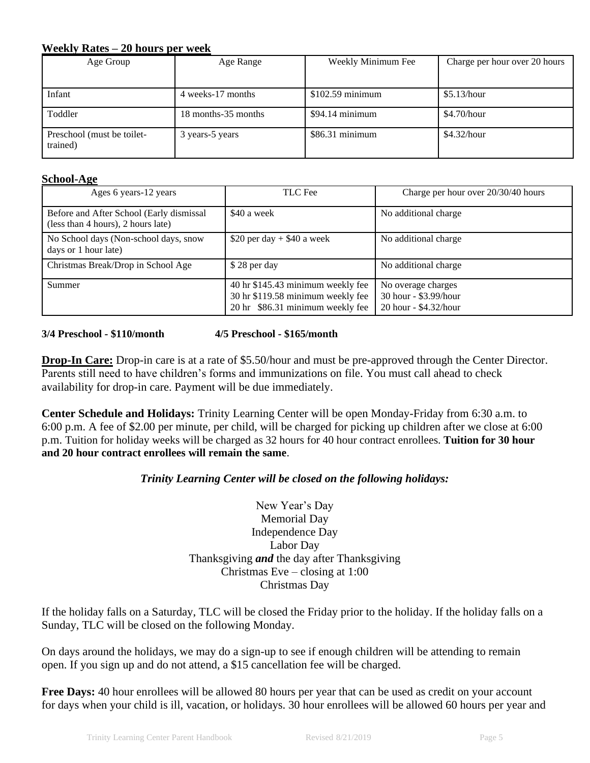**Weekly Rates – 20 hours per week**

| Age Group | Age Range | Weekly Minimum Fee | Charge per hour over 20 hours |
|---|---|---|---|
| Infant | 4 weeks-17 months | $102.59 minimum | $5.13/hour |
| Toddler | 18 months-35 months | $94.14 minimum | $4.70/hour |
| Preschool (must be toilet-trained) | 3 years-5 years | $86.31 minimum | $4.32/hour |

**School-Age**

| Ages 6 years-12 years | TLC Fee | Charge per hour over 20/30/40 hours |
|---|---|---|
| Before and After School (Early dismissal (less than 4 hours), 2 hours late) | $40 a week | No additional charge |
| No School days (Non-school days, snow days or 1 hour late) | $20 per day + $40 a week | No additional charge |
| Christmas Break/Drop in School Age | $ 28 per day | No additional charge |
| Summer | 40 hr $145.43 minimum weekly fee<br>30 hr $119.58 minimum weekly fee<br>20 hr $86.31 minimum weekly fee | No overage charges<br>30 hour - $3.99/hour<br>20 hour - $4.32/hour |

**3/4 Preschool - $110/month** **4/5 Preschool - $165/month**

**Drop-In Care:** Drop-in care is at a rate of $5.50/hour and must be pre-approved through the Center Director. Parents still need to have children's forms and immunizations on file. You must call ahead to check availability for drop-in care. Payment will be due immediately.

**Center Schedule and Holidays:** Trinity Learning Center will be open Monday-Friday from 6:30 a.m. to 6:00 p.m. A fee of $2.00 per minute, per child, will be charged for picking up children after we close at 6:00 p.m. Tuition for holiday weeks will be charged as 32 hours for 40 hour contract enrollees. **Tuition for 30 hour and 20 hour contract enrollees will remain the same**.

***Trinity Learning Center will be closed on the following holidays:***

New Year's Day
Memorial Day
Independence Day
Labor Day
Thanksgiving ***and*** the day after Thanksgiving
Christmas Eve – closing at 1:00
Christmas Day

If the holiday falls on a Saturday, TLC will be closed the Friday prior to the holiday. If the holiday falls on a Sunday, TLC will be closed on the following Monday.

On days around the holidays, we may do a sign-up to see if enough children will be attending to remain open. If you sign up and do not attend, a $15 cancellation fee will be charged.

**Free Days:** 40 hour enrollees will be allowed 80 hours per year that can be used as credit on your account for days when your child is ill, vacation, or holidays. 30 hour enrollees will be allowed 60 hours per year and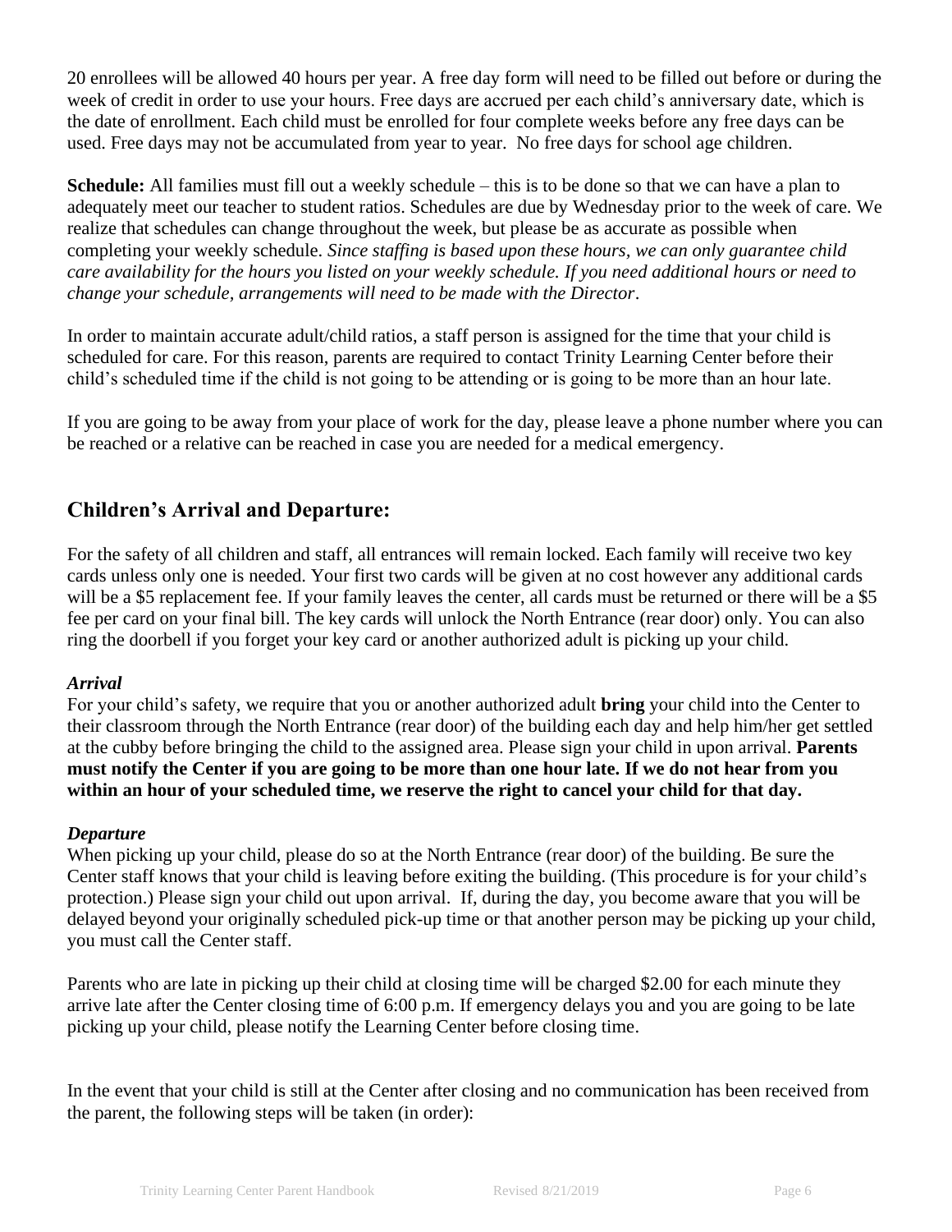20 enrollees will be allowed 40 hours per year. A free day form will need to be filled out before or during the week of credit in order to use your hours. Free days are accrued per each child's anniversary date, which is the date of enrollment. Each child must be enrolled for four complete weeks before any free days can be used. Free days may not be accumulated from year to year. No free days for school age children.

**Schedule:** All families must fill out a weekly schedule – this is to be done so that we can have a plan to adequately meet our teacher to student ratios. Schedules are due by Wednesday prior to the week of care. We realize that schedules can change throughout the week, but please be as accurate as possible when completing your weekly schedule. *Since staffing is based upon these hours, we can only guarantee child care availability for the hours you listed on your weekly schedule. If you need additional hours or need to change your schedule, arrangements will need to be made with the Director*.

In order to maintain accurate adult/child ratios, a staff person is assigned for the time that your child is scheduled for care. For this reason, parents are required to contact Trinity Learning Center before their child's scheduled time if the child is not going to be attending or is going to be more than an hour late.

If you are going to be away from your place of work for the day, please leave a phone number where you can be reached or a relative can be reached in case you are needed for a medical emergency.

## Children's Arrival and Departure:

For the safety of all children and staff, all entrances will remain locked. Each family will receive two key cards unless only one is needed. Your first two cards will be given at no cost however any additional cards will be a $5 replacement fee. If your family leaves the center, all cards must be returned or there will be a $5 fee per card on your final bill. The key cards will unlock the North Entrance (rear door) only. You can also ring the doorbell if you forget your key card or another authorized adult is picking up your child.

### *Arrival*

For your child's safety, we require that you or another authorized adult **bring** your child into the Center to their classroom through the North Entrance (rear door) of the building each day and help him/her get settled at the cubby before bringing the child to the assigned area. Please sign your child in upon arrival. **Parents must notify the Center if you are going to be more than one hour late. If we do not hear from you within an hour of your scheduled time, we reserve the right to cancel your child for that day.**

### *Departure*

When picking up your child, please do so at the North Entrance (rear door) of the building. Be sure the Center staff knows that your child is leaving before exiting the building. (This procedure is for your child's protection.) Please sign your child out upon arrival. If, during the day, you become aware that you will be delayed beyond your originally scheduled pick-up time or that another person may be picking up your child, you must call the Center staff.

Parents who are late in picking up their child at closing time will be charged $2.00 for each minute they arrive late after the Center closing time of 6:00 p.m. If emergency delays you and you are going to be late picking up your child, please notify the Learning Center before closing time.

In the event that your child is still at the Center after closing and no communication has been received from the parent, the following steps will be taken (in order):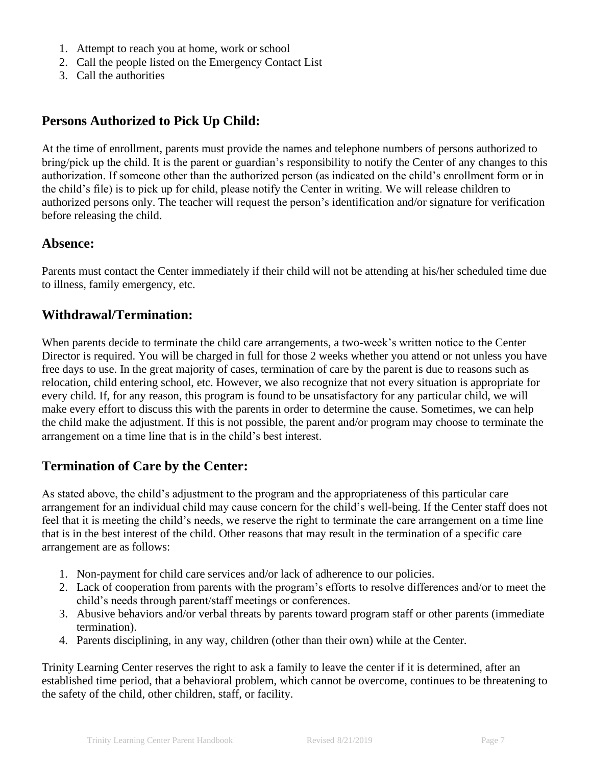1. Attempt to reach you at home, work or school
2. Call the people listed on the Emergency Contact List
3. Call the authorities

## Persons Authorized to Pick Up Child:

At the time of enrollment, parents must provide the names and telephone numbers of persons authorized to bring/pick up the child. It is the parent or guardian's responsibility to notify the Center of any changes to this authorization. If someone other than the authorized person (as indicated on the child's enrollment form or in the child's file) is to pick up for child, please notify the Center in writing. We will release children to authorized persons only. The teacher will request the person's identification and/or signature for verification before releasing the child.

## Absence:

Parents must contact the Center immediately if their child will not be attending at his/her scheduled time due to illness, family emergency, etc.

## Withdrawal/Termination:

When parents decide to terminate the child care arrangements, a two-week's written notice to the Center Director is required. You will be charged in full for those 2 weeks whether you attend or not unless you have free days to use. In the great majority of cases, termination of care by the parent is due to reasons such as relocation, child entering school, etc. However, we also recognize that not every situation is appropriate for every child. If, for any reason, this program is found to be unsatisfactory for any particular child, we will make every effort to discuss this with the parents in order to determine the cause. Sometimes, we can help the child make the adjustment. If this is not possible, the parent and/or program may choose to terminate the arrangement on a time line that is in the child's best interest.

## Termination of Care by the Center:

As stated above, the child's adjustment to the program and the appropriateness of this particular care arrangement for an individual child may cause concern for the child's well-being. If the Center staff does not feel that it is meeting the child's needs, we reserve the right to terminate the care arrangement on a time line that is in the best interest of the child. Other reasons that may result in the termination of a specific care arrangement are as follows:

1. Non-payment for child care services and/or lack of adherence to our policies.
2. Lack of cooperation from parents with the program's efforts to resolve differences and/or to meet the child's needs through parent/staff meetings or conferences.
3. Abusive behaviors and/or verbal threats by parents toward program staff or other parents (immediate termination).
4. Parents disciplining, in any way, children (other than their own) while at the Center.

Trinity Learning Center reserves the right to ask a family to leave the center if it is determined, after an established time period, that a behavioral problem, which cannot be overcome, continues to be threatening to the safety of the child, other children, staff, or facility.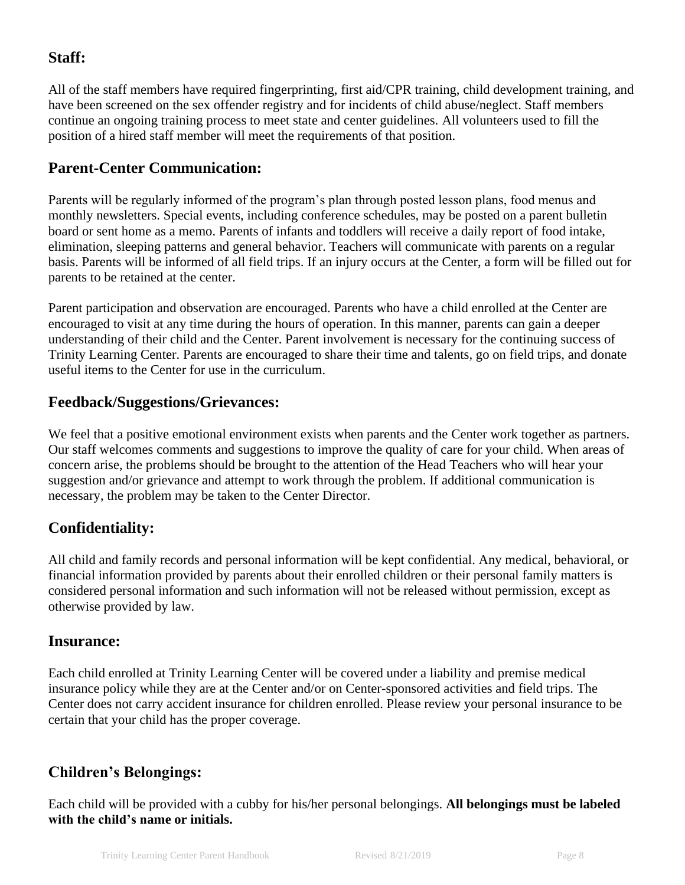## Staff:

All of the staff members have required fingerprinting, first aid/CPR training, child development training, and have been screened on the sex offender registry and for incidents of child abuse/neglect. Staff members continue an ongoing training process to meet state and center guidelines. All volunteers used to fill the position of a hired staff member will meet the requirements of that position.

## Parent-Center Communication:

Parents will be regularly informed of the program's plan through posted lesson plans, food menus and monthly newsletters. Special events, including conference schedules, may be posted on a parent bulletin board or sent home as a memo. Parents of infants and toddlers will receive a daily report of food intake, elimination, sleeping patterns and general behavior. Teachers will communicate with parents on a regular basis. Parents will be informed of all field trips. If an injury occurs at the Center, a form will be filled out for parents to be retained at the center.

Parent participation and observation are encouraged. Parents who have a child enrolled at the Center are encouraged to visit at any time during the hours of operation. In this manner, parents can gain a deeper understanding of their child and the Center. Parent involvement is necessary for the continuing success of Trinity Learning Center. Parents are encouraged to share their time and talents, go on field trips, and donate useful items to the Center for use in the curriculum.

## Feedback/Suggestions/Grievances:

We feel that a positive emotional environment exists when parents and the Center work together as partners. Our staff welcomes comments and suggestions to improve the quality of care for your child. When areas of concern arise, the problems should be brought to the attention of the Head Teachers who will hear your suggestion and/or grievance and attempt to work through the problem. If additional communication is necessary, the problem may be taken to the Center Director.

## Confidentiality:

All child and family records and personal information will be kept confidential. Any medical, behavioral, or financial information provided by parents about their enrolled children or their personal family matters is considered personal information and such information will not be released without permission, except as otherwise provided by law.

## Insurance:

Each child enrolled at Trinity Learning Center will be covered under a liability and premise medical insurance policy while they are at the Center and/or on Center-sponsored activities and field trips. The Center does not carry accident insurance for children enrolled. Please review your personal insurance to be certain that your child has the proper coverage.

## Children's Belongings:

Each child will be provided with a cubby for his/her personal belongings. **All belongings must be labeled with the child's name or initials.**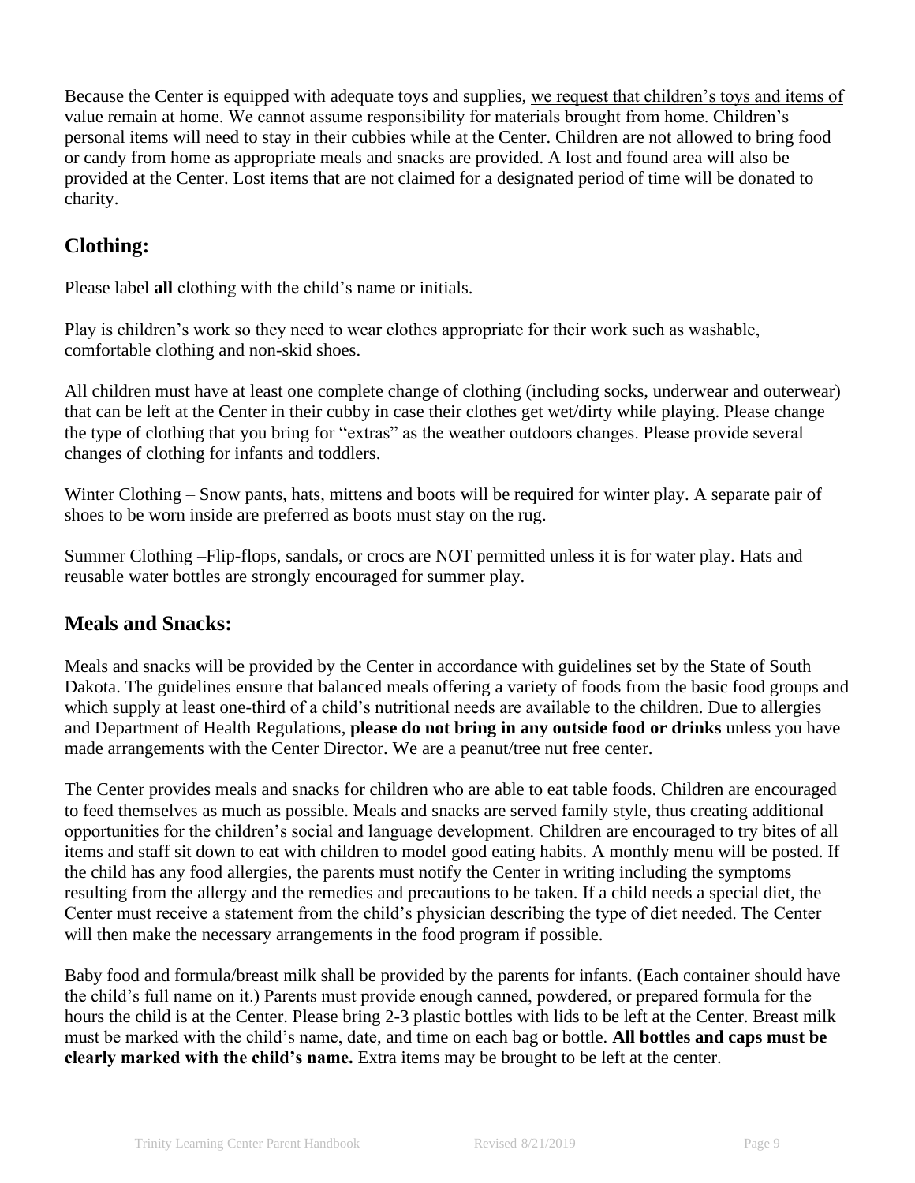Because the Center is equipped with adequate toys and supplies, <u>we request that children's toys and items of value remain at home</u>. We cannot assume responsibility for materials brought from home. Children's personal items will need to stay in their cubbies while at the Center. Children are not allowed to bring food or candy from home as appropriate meals and snacks are provided. A lost and found area will also be provided at the Center. Lost items that are not claimed for a designated period of time will be donated to charity.

## Clothing:

Please label **all** clothing with the child's name or initials.

Play is children's work so they need to wear clothes appropriate for their work such as washable, comfortable clothing and non-skid shoes.

All children must have at least one complete change of clothing (including socks, underwear and outerwear) that can be left at the Center in their cubby in case their clothes get wet/dirty while playing. Please change the type of clothing that you bring for "extras" as the weather outdoors changes. Please provide several changes of clothing for infants and toddlers.

Winter Clothing – Snow pants, hats, mittens and boots will be required for winter play. A separate pair of shoes to be worn inside are preferred as boots must stay on the rug.

Summer Clothing –Flip-flops, sandals, or crocs are NOT permitted unless it is for water play. Hats and reusable water bottles are strongly encouraged for summer play.

## Meals and Snacks:

Meals and snacks will be provided by the Center in accordance with guidelines set by the State of South Dakota. The guidelines ensure that balanced meals offering a variety of foods from the basic food groups and which supply at least one-third of a child's nutritional needs are available to the children. Due to allergies and Department of Health Regulations, **please do not bring in any outside food or drinks** unless you have made arrangements with the Center Director. We are a peanut/tree nut free center.

The Center provides meals and snacks for children who are able to eat table foods. Children are encouraged to feed themselves as much as possible. Meals and snacks are served family style, thus creating additional opportunities for the children's social and language development. Children are encouraged to try bites of all items and staff sit down to eat with children to model good eating habits. A monthly menu will be posted. If the child has any food allergies, the parents must notify the Center in writing including the symptoms resulting from the allergy and the remedies and precautions to be taken. If a child needs a special diet, the Center must receive a statement from the child's physician describing the type of diet needed. The Center will then make the necessary arrangements in the food program if possible.

Baby food and formula/breast milk shall be provided by the parents for infants. (Each container should have the child's full name on it.) Parents must provide enough canned, powdered, or prepared formula for the hours the child is at the Center. Please bring 2-3 plastic bottles with lids to be left at the Center. Breast milk must be marked with the child's name, date, and time on each bag or bottle. **All bottles and caps must be clearly marked with the child's name.** Extra items may be brought to be left at the center.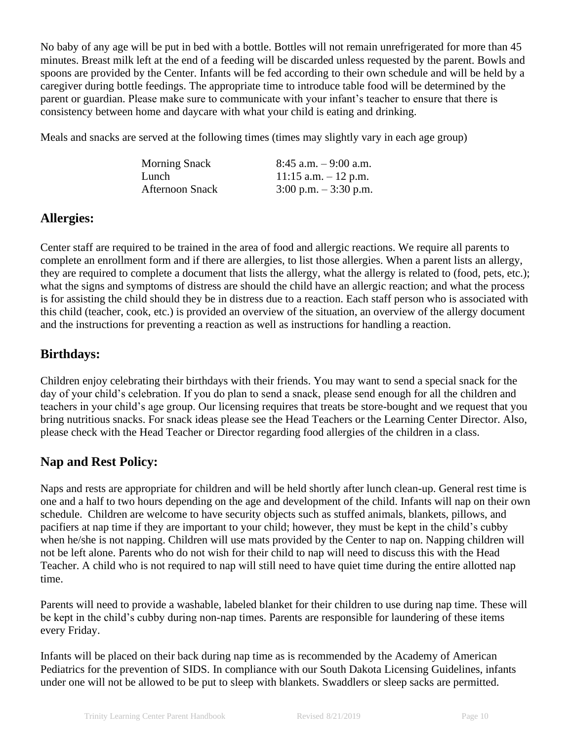No baby of any age will be put in bed with a bottle. Bottles will not remain unrefrigerated for more than 45 minutes. Breast milk left at the end of a feeding will be discarded unless requested by the parent. Bowls and spoons are provided by the Center. Infants will be fed according to their own schedule and will be held by a caregiver during bottle feedings. The appropriate time to introduce table food will be determined by the parent or guardian. Please make sure to communicate with your infant's teacher to ensure that there is consistency between home and daycare with what your child is eating and drinking.

Meals and snacks are served at the following times (times may slightly vary in each age group)

| | |
|---|---|
| Morning Snack | 8:45 a.m. – 9:00 a.m. |
| Lunch | 11:15 a.m. – 12 p.m. |
| Afternoon Snack | 3:00 p.m. – 3:30 p.m. |

## Allergies:

Center staff are required to be trained in the area of food and allergic reactions. We require all parents to complete an enrollment form and if there are allergies, to list those allergies. When a parent lists an allergy, they are required to complete a document that lists the allergy, what the allergy is related to (food, pets, etc.); what the signs and symptoms of distress are should the child have an allergic reaction; and what the process is for assisting the child should they be in distress due to a reaction. Each staff person who is associated with this child (teacher, cook, etc.) is provided an overview of the situation, an overview of the allergy document and the instructions for preventing a reaction as well as instructions for handling a reaction.

## Birthdays:

Children enjoy celebrating their birthdays with their friends. You may want to send a special snack for the day of your child's celebration. If you do plan to send a snack, please send enough for all the children and teachers in your child's age group. Our licensing requires that treats be store-bought and we request that you bring nutritious snacks. For snack ideas please see the Head Teachers or the Learning Center Director. Also, please check with the Head Teacher or Director regarding food allergies of the children in a class.

## Nap and Rest Policy:

Naps and rests are appropriate for children and will be held shortly after lunch clean-up. General rest time is one and a half to two hours depending on the age and development of the child. Infants will nap on their own schedule. Children are welcome to have security objects such as stuffed animals, blankets, pillows, and pacifiers at nap time if they are important to your child; however, they must be kept in the child's cubby when he/she is not napping. Children will use mats provided by the Center to nap on. Napping children will not be left alone. Parents who do not wish for their child to nap will need to discuss this with the Head Teacher. A child who is not required to nap will still need to have quiet time during the entire allotted nap time.

Parents will need to provide a washable, labeled blanket for their children to use during nap time. These will be kept in the child's cubby during non-nap times. Parents are responsible for laundering of these items every Friday.

Infants will be placed on their back during nap time as is recommended by the Academy of American Pediatrics for the prevention of SIDS. In compliance with our South Dakota Licensing Guidelines, infants under one will not be allowed to be put to sleep with blankets. Swaddlers or sleep sacks are permitted.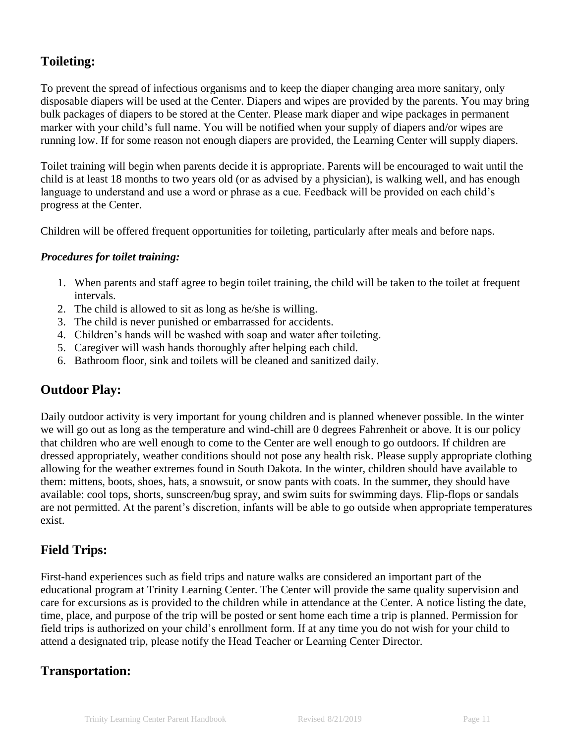## Toileting:

To prevent the spread of infectious organisms and to keep the diaper changing area more sanitary, only disposable diapers will be used at the Center. Diapers and wipes are provided by the parents. You may bring bulk packages of diapers to be stored at the Center. Please mark diaper and wipe packages in permanent marker with your child's full name. You will be notified when your supply of diapers and/or wipes are running low. If for some reason not enough diapers are provided, the Learning Center will supply diapers.

Toilet training will begin when parents decide it is appropriate. Parents will be encouraged to wait until the child is at least 18 months to two years old (or as advised by a physician), is walking well, and has enough language to understand and use a word or phrase as a cue. Feedback will be provided on each child's progress at the Center.

Children will be offered frequent opportunities for toileting, particularly after meals and before naps.

***Procedures for toilet training:***

1. When parents and staff agree to begin toilet training, the child will be taken to the toilet at frequent intervals.
2. The child is allowed to sit as long as he/she is willing.
3. The child is never punished or embarrassed for accidents.
4. Children's hands will be washed with soap and water after toileting.
5. Caregiver will wash hands thoroughly after helping each child.
6. Bathroom floor, sink and toilets will be cleaned and sanitized daily.

## Outdoor Play:

Daily outdoor activity is very important for young children and is planned whenever possible. In the winter we will go out as long as the temperature and wind-chill are 0 degrees Fahrenheit or above. It is our policy that children who are well enough to come to the Center are well enough to go outdoors. If children are dressed appropriately, weather conditions should not pose any health risk. Please supply appropriate clothing allowing for the weather extremes found in South Dakota. In the winter, children should have available to them: mittens, boots, shoes, hats, a snowsuit, or snow pants with coats. In the summer, they should have available: cool tops, shorts, sunscreen/bug spray, and swim suits for swimming days. Flip-flops or sandals are not permitted. At the parent's discretion, infants will be able to go outside when appropriate temperatures exist.

## Field Trips:

First-hand experiences such as field trips and nature walks are considered an important part of the educational program at Trinity Learning Center. The Center will provide the same quality supervision and care for excursions as is provided to the children while in attendance at the Center. A notice listing the date, time, place, and purpose of the trip will be posted or sent home each time a trip is planned. Permission for field trips is authorized on your child's enrollment form. If at any time you do not wish for your child to attend a designated trip, please notify the Head Teacher or Learning Center Director.

## Transportation: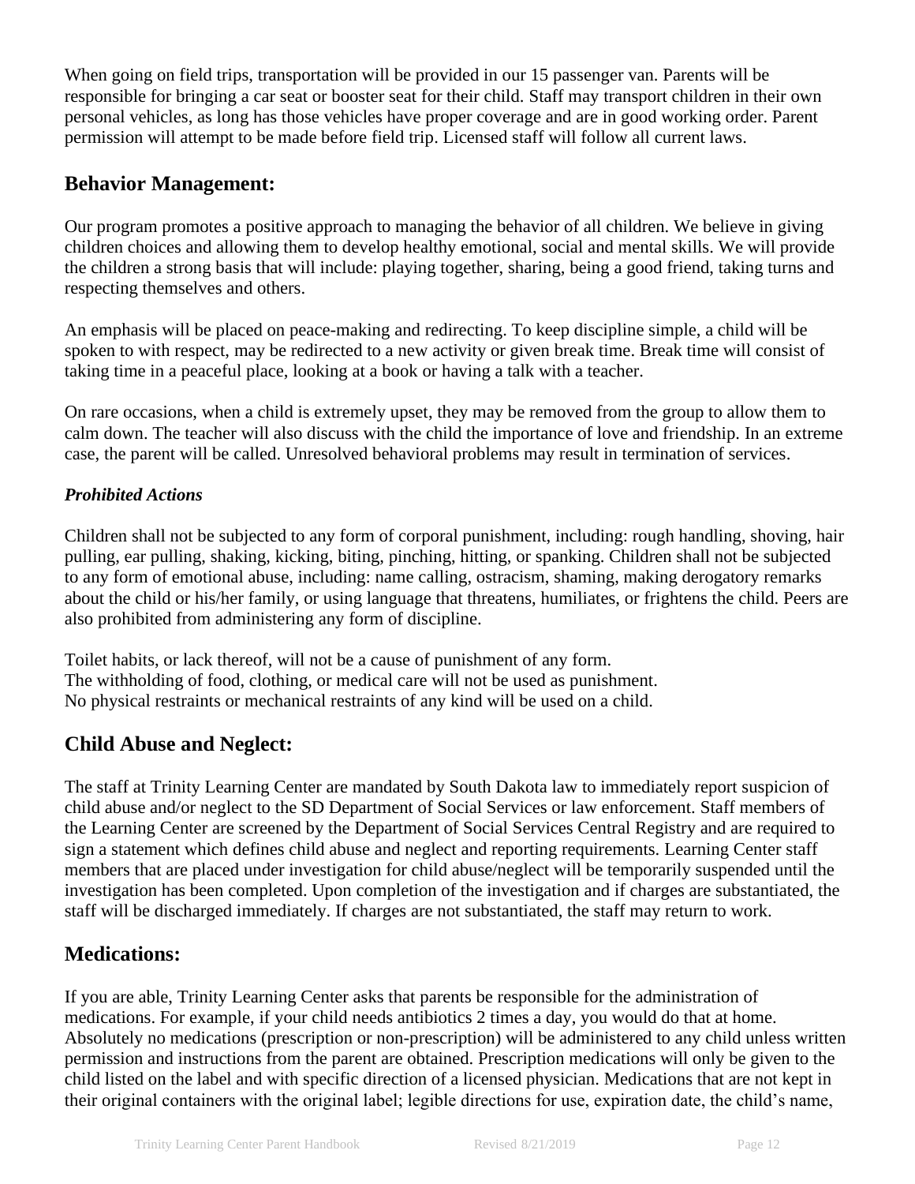When going on field trips, transportation will be provided in our 15 passenger van. Parents will be responsible for bringing a car seat or booster seat for their child. Staff may transport children in their own personal vehicles, as long has those vehicles have proper coverage and are in good working order. Parent permission will attempt to be made before field trip. Licensed staff will follow all current laws.

## Behavior Management:

Our program promotes a positive approach to managing the behavior of all children. We believe in giving children choices and allowing them to develop healthy emotional, social and mental skills. We will provide the children a strong basis that will include: playing together, sharing, being a good friend, taking turns and respecting themselves and others.

An emphasis will be placed on peace-making and redirecting. To keep discipline simple, a child will be spoken to with respect, may be redirected to a new activity or given break time. Break time will consist of taking time in a peaceful place, looking at a book or having a talk with a teacher.

On rare occasions, when a child is extremely upset, they may be removed from the group to allow them to calm down. The teacher will also discuss with the child the importance of love and friendship. In an extreme case, the parent will be called. Unresolved behavioral problems may result in termination of services.

### *Prohibited Actions*

Children shall not be subjected to any form of corporal punishment, including: rough handling, shoving, hair pulling, ear pulling, shaking, kicking, biting, pinching, hitting, or spanking. Children shall not be subjected to any form of emotional abuse, including: name calling, ostracism, shaming, making derogatory remarks about the child or his/her family, or using language that threatens, humiliates, or frightens the child. Peers are also prohibited from administering any form of discipline.

Toilet habits, or lack thereof, will not be a cause of punishment of any form.
The withholding of food, clothing, or medical care will not be used as punishment.
No physical restraints or mechanical restraints of any kind will be used on a child.

## Child Abuse and Neglect:

The staff at Trinity Learning Center are mandated by South Dakota law to immediately report suspicion of child abuse and/or neglect to the SD Department of Social Services or law enforcement. Staff members of the Learning Center are screened by the Department of Social Services Central Registry and are required to sign a statement which defines child abuse and neglect and reporting requirements. Learning Center staff members that are placed under investigation for child abuse/neglect will be temporarily suspended until the investigation has been completed. Upon completion of the investigation and if charges are substantiated, the staff will be discharged immediately. If charges are not substantiated, the staff may return to work.

## Medications:

If you are able, Trinity Learning Center asks that parents be responsible for the administration of medications. For example, if your child needs antibiotics 2 times a day, you would do that at home. Absolutely no medications (prescription or non-prescription) will be administered to any child unless written permission and instructions from the parent are obtained. Prescription medications will only be given to the child listed on the label and with specific direction of a licensed physician. Medications that are not kept in their original containers with the original label; legible directions for use, expiration date, the child's name,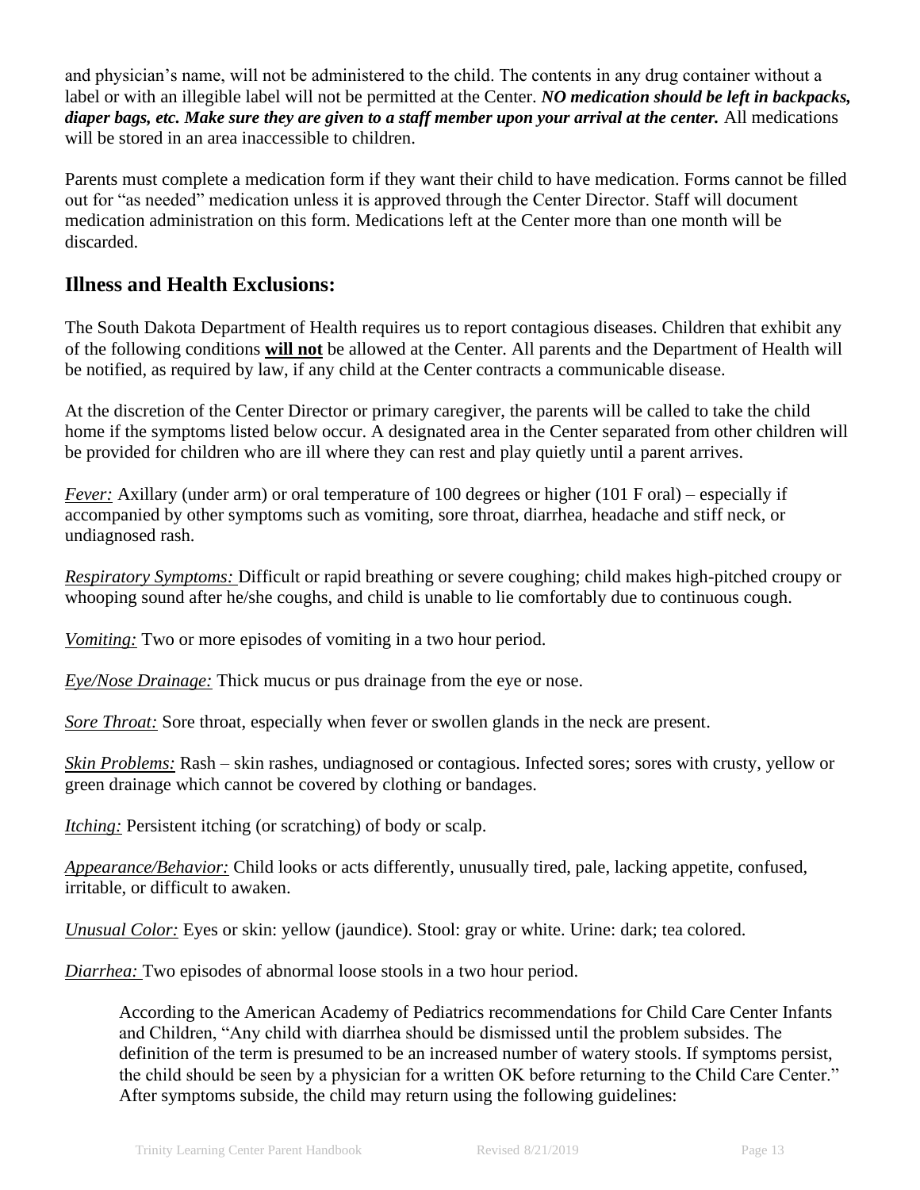and physician's name, will not be administered to the child. The contents in any drug container without a label or with an illegible label will not be permitted at the Center. ***NO medication should be left in backpacks, diaper bags, etc. Make sure they are given to a staff member upon your arrival at the center.*** All medications will be stored in an area inaccessible to children.

Parents must complete a medication form if they want their child to have medication. Forms cannot be filled out for "as needed" medication unless it is approved through the Center Director. Staff will document medication administration on this form. Medications left at the Center more than one month will be discarded.

## Illness and Health Exclusions:

The South Dakota Department of Health requires us to report contagious diseases. Children that exhibit any of the following conditions <u>**will not**</u> be allowed at the Center. All parents and the Department of Health will be notified, as required by law, if any child at the Center contracts a communicable disease.

At the discretion of the Center Director or primary caregiver, the parents will be called to take the child home if the symptoms listed below occur. A designated area in the Center separated from other children will be provided for children who are ill where they can rest and play quietly until a parent arrives.

*<u>Fever:</u>* Axillary (under arm) or oral temperature of 100 degrees or higher (101 F oral) – especially if accompanied by other symptoms such as vomiting, sore throat, diarrhea, headache and stiff neck, or undiagnosed rash.

*<u>Respiratory Symptoms:</u>* Difficult or rapid breathing or severe coughing; child makes high-pitched croupy or whooping sound after he/she coughs, and child is unable to lie comfortably due to continuous cough.

*<u>Vomiting:</u>* Two or more episodes of vomiting in a two hour period.

*<u>Eye/Nose Drainage:</u>* Thick mucus or pus drainage from the eye or nose.

*<u>Sore Throat:</u>* Sore throat, especially when fever or swollen glands in the neck are present.

*<u>Skin Problems:</u>* Rash – skin rashes, undiagnosed or contagious. Infected sores; sores with crusty, yellow or green drainage which cannot be covered by clothing or bandages.

*<u>Itching:</u>* Persistent itching (or scratching) of body or scalp.

*<u>Appearance/Behavior:</u>* Child looks or acts differently, unusually tired, pale, lacking appetite, confused, irritable, or difficult to awaken.

*<u>Unusual Color:</u>* Eyes or skin: yellow (jaundice). Stool: gray or white. Urine: dark; tea colored.

*<u>Diarrhea:</u>* Two episodes of abnormal loose stools in a two hour period.

> According to the American Academy of Pediatrics recommendations for Child Care Center Infants and Children, "Any child with diarrhea should be dismissed until the problem subsides. The definition of the term is presumed to be an increased number of watery stools. If symptoms persist, the child should be seen by a physician for a written OK before returning to the Child Care Center." After symptoms subside, the child may return using the following guidelines: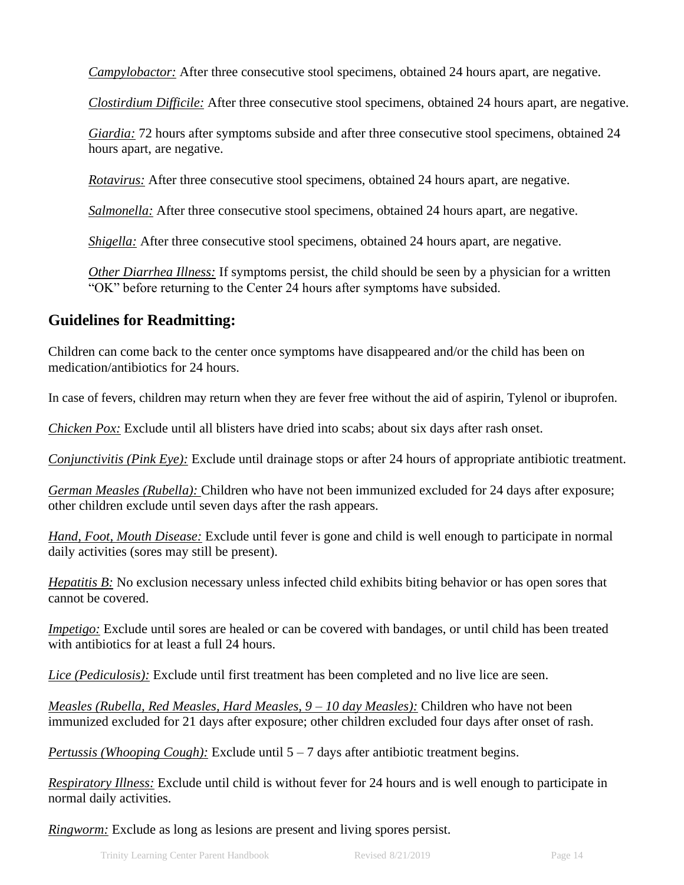*Campylobacter:* After three consecutive stool specimens, obtained 24 hours apart, are negative.

*Clostirdium Difficile:* After three consecutive stool specimens, obtained 24 hours apart, are negative.

*Giardia:* 72 hours after symptoms subside and after three consecutive stool specimens, obtained 24 hours apart, are negative.

*Rotavirus:* After three consecutive stool specimens, obtained 24 hours apart, are negative.

*Salmonella:* After three consecutive stool specimens, obtained 24 hours apart, are negative.

*Shigella:* After three consecutive stool specimens, obtained 24 hours apart, are negative.

*Other Diarrhea Illness:* If symptoms persist, the child should be seen by a physician for a written "OK" before returning to the Center 24 hours after symptoms have subsided.

## Guidelines for Readmitting:

Children can come back to the center once symptoms have disappeared and/or the child has been on medication/antibiotics for 24 hours.

In case of fevers, children may return when they are fever free without the aid of aspirin, Tylenol or ibuprofen.

*Chicken Pox:* Exclude until all blisters have dried into scabs; about six days after rash onset.

*Conjunctivitis (Pink Eye):* Exclude until drainage stops or after 24 hours of appropriate antibiotic treatment.

*German Measles (Rubella):* Children who have not been immunized excluded for 24 days after exposure; other children exclude until seven days after the rash appears.

*Hand, Foot, Mouth Disease:* Exclude until fever is gone and child is well enough to participate in normal daily activities (sores may still be present).

*Hepatitis B:* No exclusion necessary unless infected child exhibits biting behavior or has open sores that cannot be covered.

*Impetigo:* Exclude until sores are healed or can be covered with bandages, or until child has been treated with antibiotics for at least a full 24 hours.

*Lice (Pediculosis):* Exclude until first treatment has been completed and no live lice are seen.

*Measles (Rubella, Red Measles, Hard Measles, 9 – 10 day Measles):* Children who have not been immunized excluded for 21 days after exposure; other children excluded four days after onset of rash.

*Pertussis (Whooping Cough):* Exclude until 5 – 7 days after antibiotic treatment begins.

*Respiratory Illness:* Exclude until child is without fever for 24 hours and is well enough to participate in normal daily activities.

*Ringworm:* Exclude as long as lesions are present and living spores persist.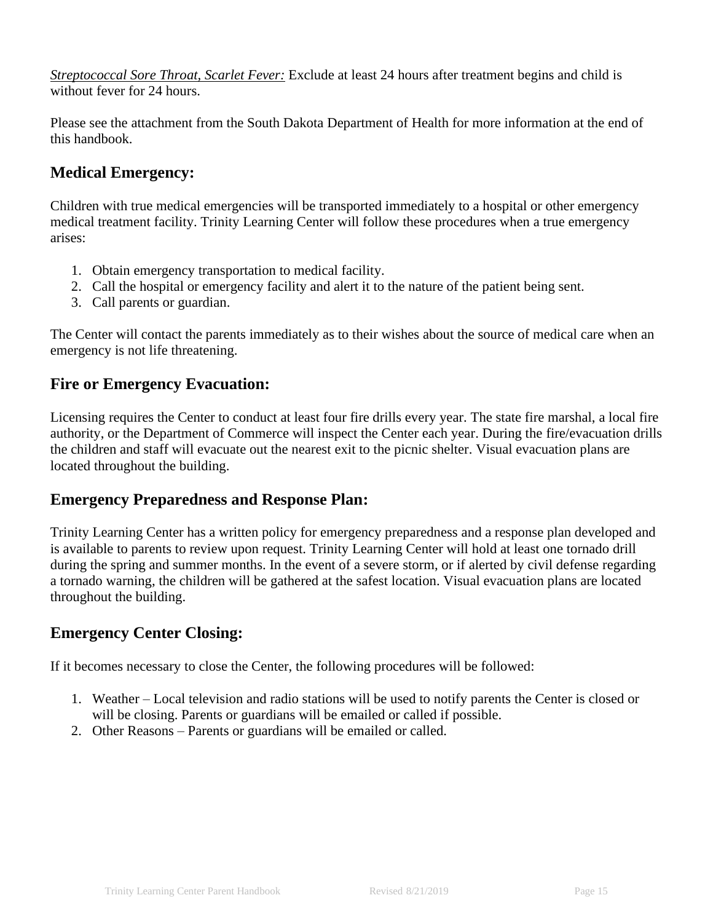*Streptococcal Sore Throat, Scarlet Fever:* Exclude at least 24 hours after treatment begins and child is without fever for 24 hours.

Please see the attachment from the South Dakota Department of Health for more information at the end of this handbook.

## Medical Emergency:

Children with true medical emergencies will be transported immediately to a hospital or other emergency medical treatment facility. Trinity Learning Center will follow these procedures when a true emergency arises:

1. Obtain emergency transportation to medical facility.
2. Call the hospital or emergency facility and alert it to the nature of the patient being sent.
3. Call parents or guardian.

The Center will contact the parents immediately as to their wishes about the source of medical care when an emergency is not life threatening.

## Fire or Emergency Evacuation:

Licensing requires the Center to conduct at least four fire drills every year. The state fire marshal, a local fire authority, or the Department of Commerce will inspect the Center each year. During the fire/evacuation drills the children and staff will evacuate out the nearest exit to the picnic shelter. Visual evacuation plans are located throughout the building.

## Emergency Preparedness and Response Plan:

Trinity Learning Center has a written policy for emergency preparedness and a response plan developed and is available to parents to review upon request. Trinity Learning Center will hold at least one tornado drill during the spring and summer months. In the event of a severe storm, or if alerted by civil defense regarding a tornado warning, the children will be gathered at the safest location. Visual evacuation plans are located throughout the building.

## Emergency Center Closing:

If it becomes necessary to close the Center, the following procedures will be followed:

1. Weather – Local television and radio stations will be used to notify parents the Center is closed or will be closing. Parents or guardians will be emailed or called if possible.
2. Other Reasons – Parents or guardians will be emailed or called.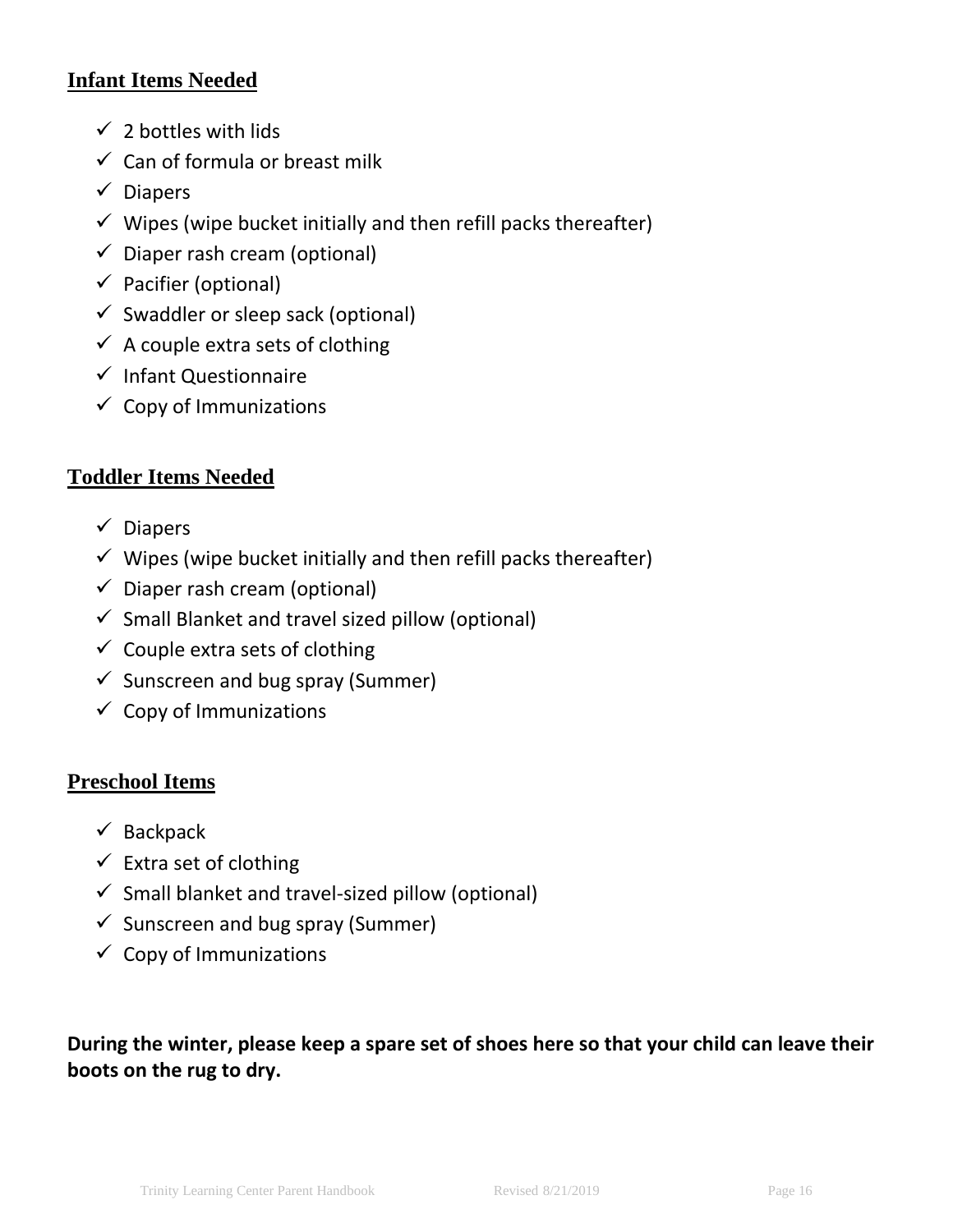## Infant Items Needed

- 2 bottles with lids
- Can of formula or breast milk
- Diapers
- Wipes (wipe bucket initially and then refill packs thereafter)
- Diaper rash cream (optional)
- Pacifier (optional)
- Swaddler or sleep sack (optional)
- A couple extra sets of clothing
- Infant Questionnaire
- Copy of Immunizations

## Toddler Items Needed

- Diapers
- Wipes (wipe bucket initially and then refill packs thereafter)
- Diaper rash cream (optional)
- Small Blanket and travel sized pillow (optional)
- Couple extra sets of clothing
- Sunscreen and bug spray (Summer)
- Copy of Immunizations

## Preschool Items

- Backpack
- Extra set of clothing
- Small blanket and travel-sized pillow (optional)
- Sunscreen and bug spray (Summer)
- Copy of Immunizations

**During the winter, please keep a spare set of shoes here so that your child can leave their boots on the rug to dry.**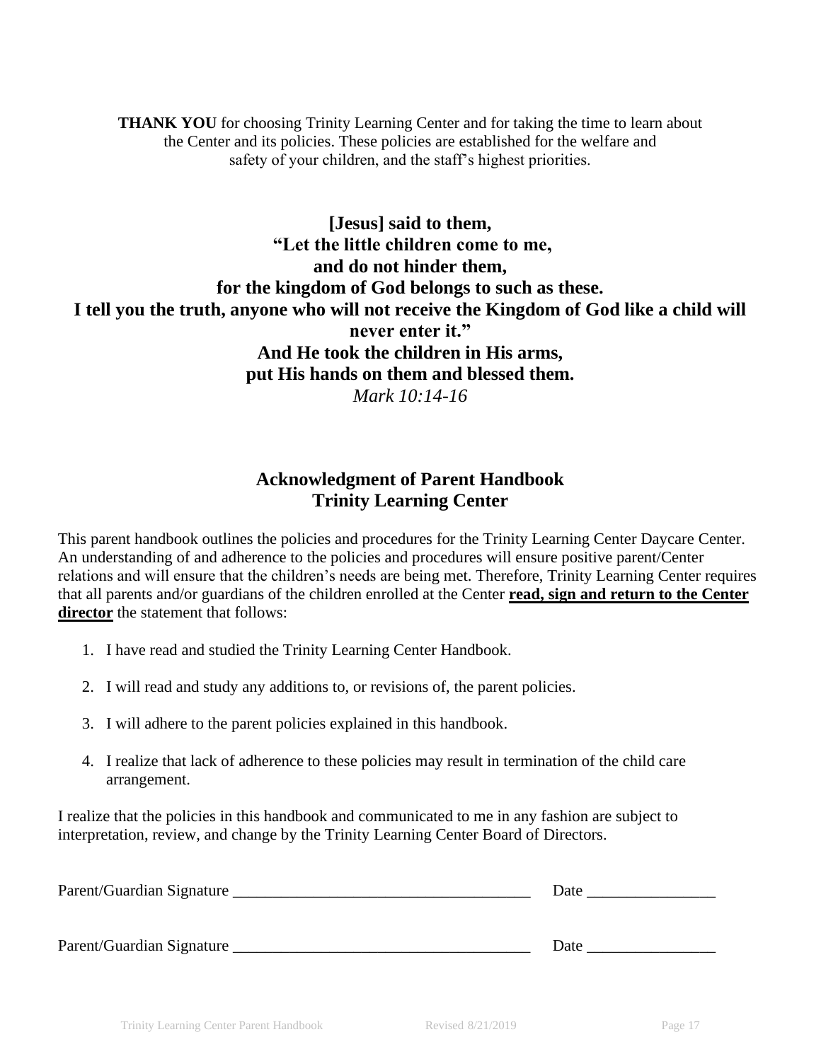**THANK YOU** for choosing Trinity Learning Center and for taking the time to learn about the Center and its policies. These policies are established for the welfare and safety of your children, and the staff's highest priorities.

**[Jesus] said to them,**
**"Let the little children come to me,**
**and do not hinder them,**
**for the kingdom of God belongs to such as these.**
**I tell you the truth, anyone who will not receive the Kingdom of God like a child will never enter it."**
**And He took the children in His arms,**
**put His hands on them and blessed them.**
*Mark 10:14-16*

## Acknowledgment of Parent Handbook
## Trinity Learning Center

This parent handbook outlines the policies and procedures for the Trinity Learning Center Daycare Center. An understanding of and adherence to the policies and procedures will ensure positive parent/Center relations and will ensure that the children's needs are being met. Therefore, Trinity Learning Center requires that all parents and/or guardians of the children enrolled at the Center **read, sign and return to the Center director** the statement that follows:

1. I have read and studied the Trinity Learning Center Handbook.
2. I will read and study any additions to, or revisions of, the parent policies.
3. I will adhere to the parent policies explained in this handbook.
4. I realize that lack of adherence to these policies may result in termination of the child care arrangement.

I realize that the policies in this handbook and communicated to me in any fashion are subject to interpretation, review, and change by the Trinity Learning Center Board of Directors.

Parent/Guardian Signature _____________________________________ Date ________________

Parent/Guardian Signature _____________________________________ Date ________________